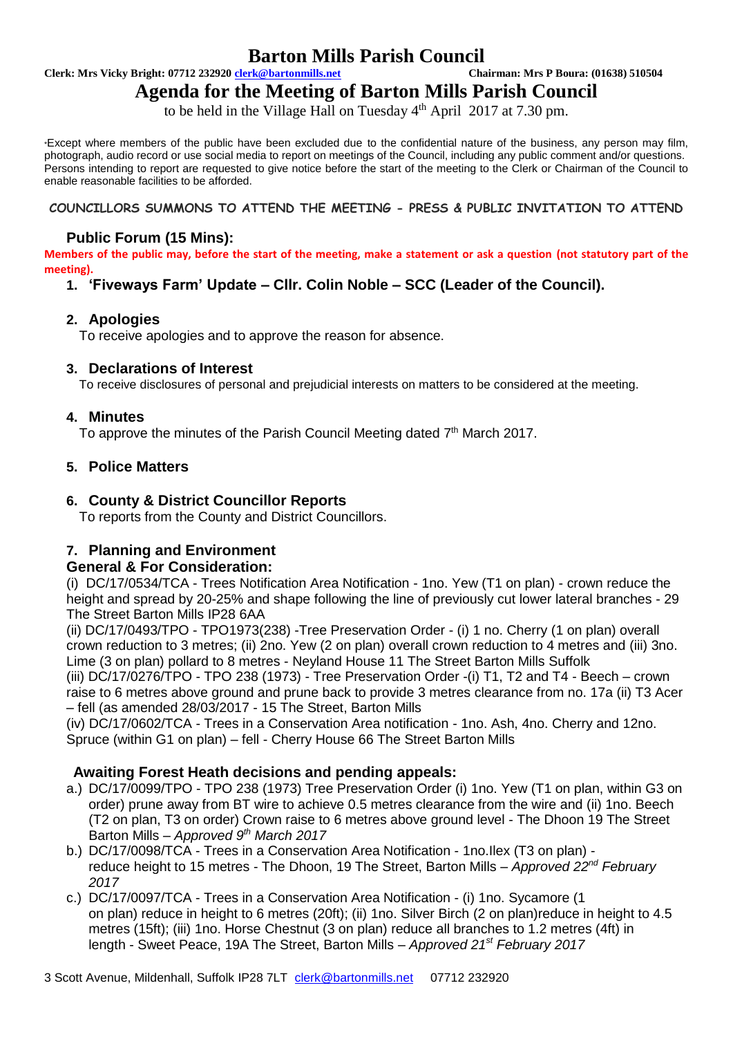# Barton Mills Parish Council

**Clerk: Mrs Vicky Bright: 07712 232920 clerk@bartonmills.net** **Chairman: Mrs P Boura: (01638) 510504**

## Agenda for the Meeting of Barton Mills Parish Council

to be held in the Village Hall on Tuesday 4th April 2017 at 7.30 pm.

*Except where members of the public have been excluded due to the confidential nature of the business, any person may film, photograph, audio record or use social media to report on meetings of the Council, including any public comment and/or questions. Persons intending to report are requested to give notice before the start of the meeting to the Clerk or Chairman of the Council to enable reasonable facilities to be afforded.

**COUNCILLORS SUMMONS TO ATTEND THE MEETING - PRESS & PUBLIC INVITATION TO ATTEND**

### Public Forum (15 Mins):

**Members of the public may, before the start of the meeting, make a statement or ask a question (not statutory part of the meeting).**

1. **'Fiveways Farm' Update – Cllr. Colin Noble – SCC (Leader of the Council).**

2. **Apologies**
   To receive apologies and to approve the reason for absence.

3. **Declarations of Interest**
   To receive disclosures of personal and prejudicial interests on matters to be considered at the meeting.

4. **Minutes**
   To approve the minutes of the Parish Council Meeting dated 7th March 2017.

5. **Police Matters**

6. **County & District Councillor Reports**
   To reports from the County and District Councillors.

7. **Planning and Environment**

**General & For Consideration:**

(i) DC/17/0534/TCA - Trees Notification Area Notification - 1no. Yew (T1 on plan) - crown reduce the height and spread by 20-25% and shape following the line of previously cut lower lateral branches - 29 The Street Barton Mills IP28 6AA

(ii) DC/17/0493/TPO - TPO1973(238) -Tree Preservation Order - (i) 1 no. Cherry (1 on plan) overall crown reduction to 3 metres; (ii) 2no. Yew (2 on plan) overall crown reduction to 4 metres and (iii) 3no. Lime (3 on plan) pollard to 8 metres - Neyland House 11 The Street Barton Mills Suffolk

(iii) DC/17/0276/TPO - TPO 238 (1973) - Tree Preservation Order -(i) T1, T2 and T4 - Beech – crown raise to 6 metres above ground and prune back to provide 3 metres clearance from no. 17a (ii) T3 Acer – fell (as amended 28/03/2017 - 15 The Street, Barton Mills

(iv) DC/17/0602/TCA - Trees in a Conservation Area notification - 1no. Ash, 4no. Cherry and 12no. Spruce (within G1 on plan) – fell - Cherry House 66 The Street Barton Mills

**Awaiting Forest Heath decisions and pending appeals:**

a.) DC/17/0099/TPO - TPO 238 (1973) Tree Preservation Order (i) 1no. Yew (T1 on plan, within G3 on order) prune away from BT wire to achieve 0.5 metres clearance from the wire and (ii) 1no. Beech (T2 on plan, T3 on order) Crown raise to 6 metres above ground level - The Dhoon 19 The Street Barton Mills – *Approved 9th March 2017*

b.) DC/17/0098/TCA - Trees in a Conservation Area Notification - 1no.Ilex (T3 on plan) - reduce height to 15 metres - The Dhoon, 19 The Street, Barton Mills – *Approved 22nd February 2017*

c.) DC/17/0097/TCA - Trees in a Conservation Area Notification - (i) 1no. Sycamore (1 on plan) reduce in height to 6 metres (20ft); (ii) 1no. Silver Birch (2 on plan)reduce in height to 4.5 metres (15ft); (iii) 1no. Horse Chestnut (3 on plan) reduce all branches to 1.2 metres (4ft) in length - Sweet Peace, 19A The Street, Barton Mills – *Approved 21st February 2017*

3 Scott Avenue, Mildenhall, Suffolk IP28 7LT clerk@bartonmills.net 07712 232920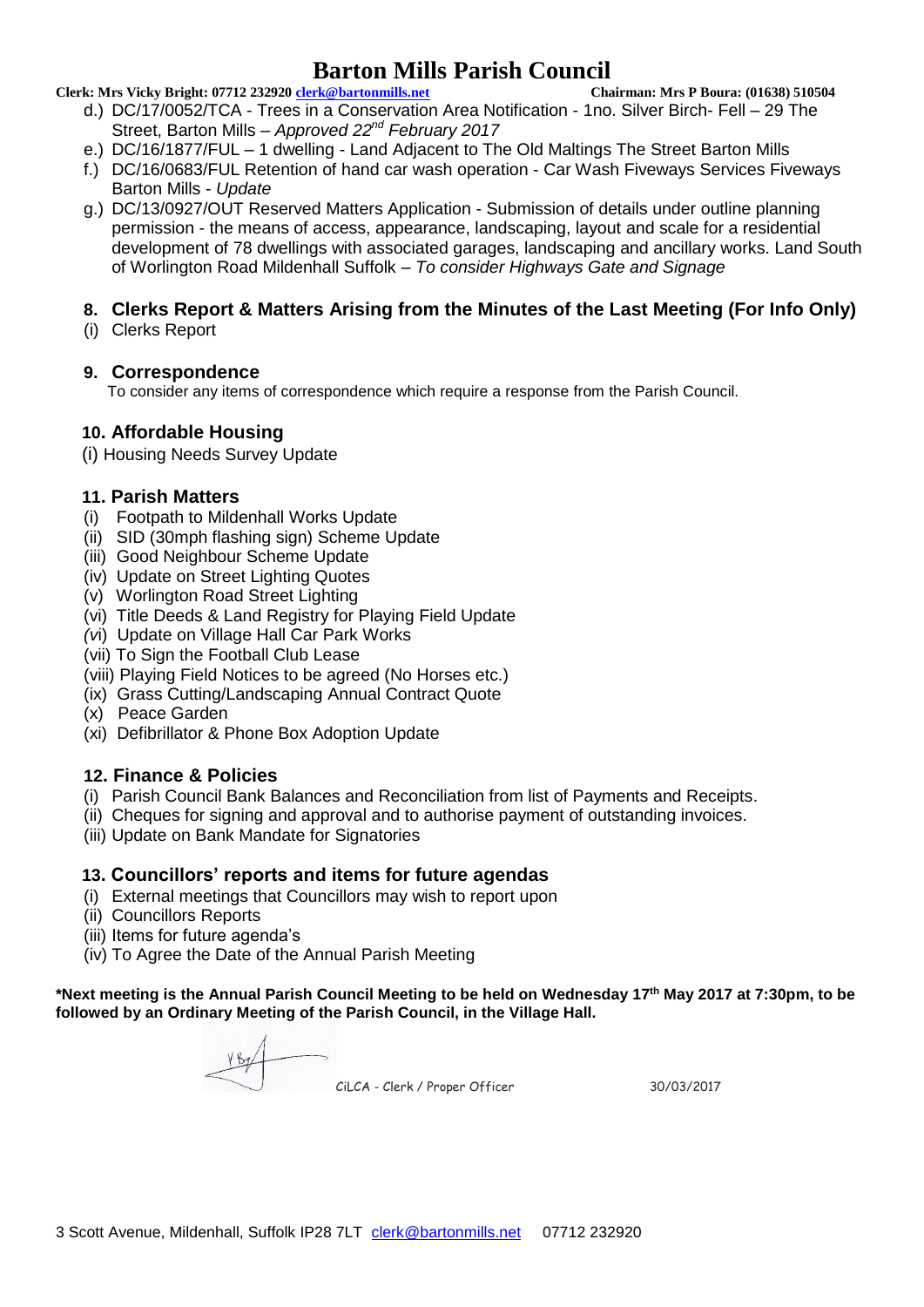# Barton Mills Parish Council

**Clerk: Mrs Vicky Bright: 07712 232920 clerk@bartonmills.net** **Chairman: Mrs P Boura: (01638) 510504**

d.) DC/17/0052/TCA - Trees in a Conservation Area Notification - 1no. Silver Birch- Fell – 29 The Street, Barton Mills – *Approved 22nd February 2017*

e.) DC/16/1877/FUL – 1 dwelling - Land Adjacent to The Old Maltings The Street Barton Mills

f.) DC/16/0683/FUL Retention of hand car wash operation - Car Wash Fiveways Services Fiveways Barton Mills - *Update*

g.) DC/13/0927/OUT Reserved Matters Application - Submission of details under outline planning permission - the means of access, appearance, landscaping, layout and scale for a residential development of 78 dwellings with associated garages, landscaping and ancillary works. Land South of Worlington Road Mildenhall Suffolk – *To consider Highways Gate and Signage*

## 8. Clerks Report & Matters Arising from the Minutes of the Last Meeting (For Info Only)

(i) Clerks Report

## 9. Correspondence

To consider any items of correspondence which require a response from the Parish Council.

## 10. Affordable Housing

(i) Housing Needs Survey Update

## 11. Parish Matters

(i) Footpath to Mildenhall Works Update
(ii) SID (30mph flashing sign) Scheme Update
(iii) Good Neighbour Scheme Update
(iv) Update on Street Lighting Quotes
(v) Worlington Road Street Lighting
(vi) Title Deeds & Land Registry for Playing Field Update
*(vi*) Update on Village Hall Car Park Works
(vii) To Sign the Football Club Lease
(viii) Playing Field Notices to be agreed (No Horses etc.)
(ix) Grass Cutting/Landscaping Annual Contract Quote
(x) Peace Garden
(xi) Defibrillator & Phone Box Adoption Update

## 12. Finance & Policies

(i) Parish Council Bank Balances and Reconciliation from list of Payments and Receipts.
(ii) Cheques for signing and approval and to authorise payment of outstanding invoices.
(iii) Update on Bank Mandate for Signatories

## 13. Councillors' reports and items for future agendas

(i) External meetings that Councillors may wish to report upon
(ii) Councillors Reports
(iii) Items for future agenda's
(iv) To Agree the Date of the Annual Parish Meeting

**\*Next meeting is the Annual Parish Council Meeting to be held on Wednesday 17th May 2017 at 7:30pm, to be followed by an Ordinary Meeting of the Parish Council, in the Village Hall.**

CiLCA - Clerk / Proper Officer 30/03/2017

3 Scott Avenue, Mildenhall, Suffolk IP28 7LT clerk@bartonmills.net 07712 232920